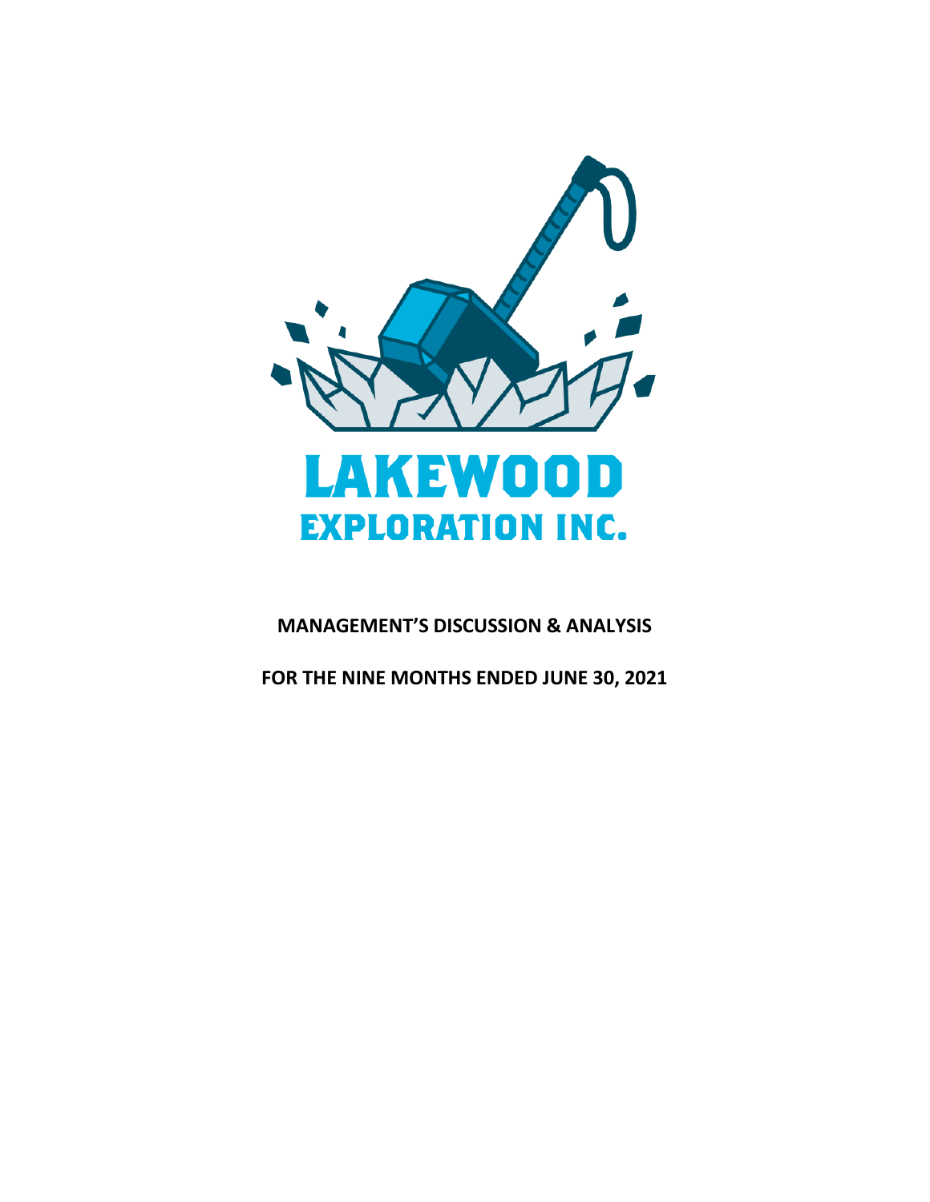# LAKEWOOD EXPLORATION INC.

## MANAGEMENT'S DISCUSSION & ANALYSIS

## FOR THE NINE MONTHS ENDED JUNE 30, 2021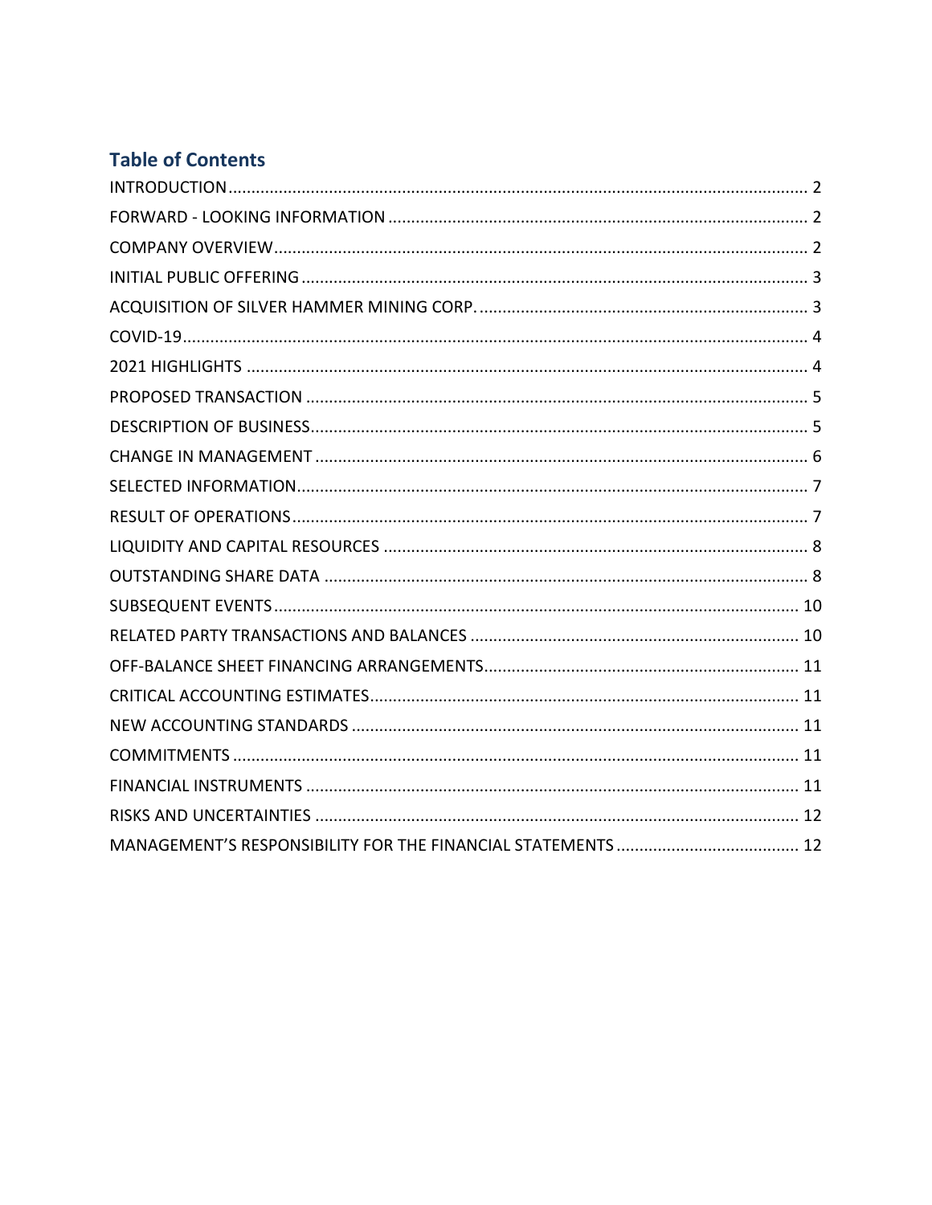## Table of Contents

INTRODUCTION .......... 2
FORWARD - LOOKING INFORMATION .......... 2
COMPANY OVERVIEW .......... 2
INITIAL PUBLIC OFFERING .......... 3
ACQUISITION OF SILVER HAMMER MINING CORP. .......... 3
COVID-19 .......... 4
2021 HIGHLIGHTS .......... 4
PROPOSED TRANSACTION .......... 5
DESCRIPTION OF BUSINESS .......... 5
CHANGE IN MANAGEMENT .......... 6
SELECTED INFORMATION .......... 7
RESULT OF OPERATIONS .......... 7
LIQUIDITY AND CAPITAL RESOURCES .......... 8
OUTSTANDING SHARE DATA .......... 8
SUBSEQUENT EVENTS .......... 10
RELATED PARTY TRANSACTIONS AND BALANCES .......... 10
OFF-BALANCE SHEET FINANCING ARRANGEMENTS .......... 11
CRITICAL ACCOUNTING ESTIMATES .......... 11
NEW ACCOUNTING STANDARDS .......... 11
COMMITMENTS .......... 11
FINANCIAL INSTRUMENTS .......... 11
RISKS AND UNCERTAINTIES .......... 12
MANAGEMENT'S RESPONSIBILITY FOR THE FINANCIAL STATEMENTS .......... 12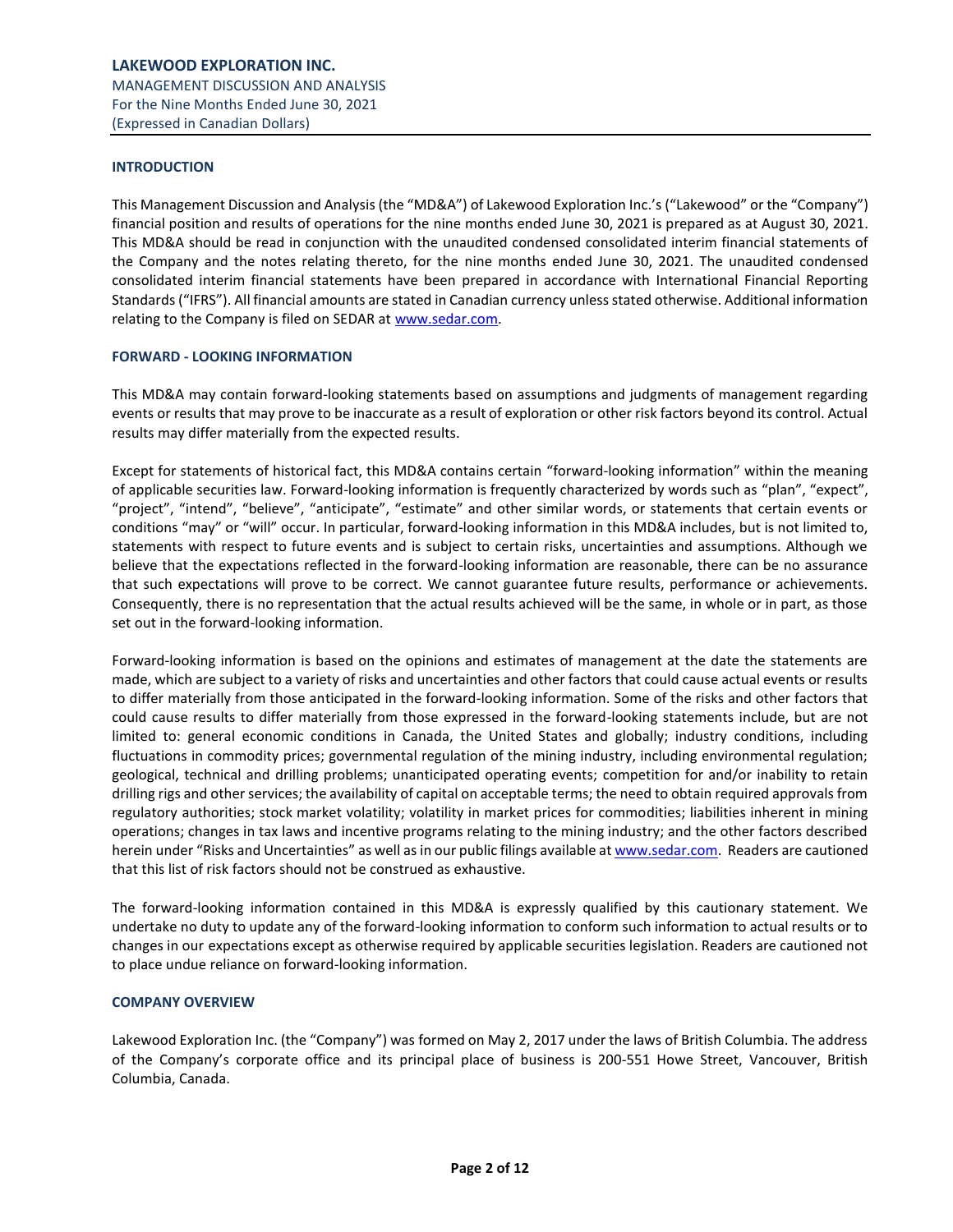## INTRODUCTION

This Management Discussion and Analysis (the "MD&A") of Lakewood Exploration Inc.'s ("Lakewood" or the "Company") financial position and results of operations for the nine months ended June 30, 2021 is prepared as at August 30, 2021. This MD&A should be read in conjunction with the unaudited condensed consolidated interim financial statements of the Company and the notes relating thereto, for the nine months ended June 30, 2021. The unaudited condensed consolidated interim financial statements have been prepared in accordance with International Financial Reporting Standards ("IFRS"). All financial amounts are stated in Canadian currency unless stated otherwise. Additional information relating to the Company is filed on SEDAR at www.sedar.com.

## FORWARD - LOOKING INFORMATION

This MD&A may contain forward-looking statements based on assumptions and judgments of management regarding events or results that may prove to be inaccurate as a result of exploration or other risk factors beyond its control. Actual results may differ materially from the expected results.

Except for statements of historical fact, this MD&A contains certain "forward-looking information" within the meaning of applicable securities law. Forward-looking information is frequently characterized by words such as "plan", "expect", "project", "intend", "believe", "anticipate", "estimate" and other similar words, or statements that certain events or conditions "may" or "will" occur. In particular, forward-looking information in this MD&A includes, but is not limited to, statements with respect to future events and is subject to certain risks, uncertainties and assumptions. Although we believe that the expectations reflected in the forward-looking information are reasonable, there can be no assurance that such expectations will prove to be correct. We cannot guarantee future results, performance or achievements. Consequently, there is no representation that the actual results achieved will be the same, in whole or in part, as those set out in the forward-looking information.

Forward-looking information is based on the opinions and estimates of management at the date the statements are made, which are subject to a variety of risks and uncertainties and other factors that could cause actual events or results to differ materially from those anticipated in the forward-looking information. Some of the risks and other factors that could cause results to differ materially from those expressed in the forward-looking statements include, but are not limited to: general economic conditions in Canada, the United States and globally; industry conditions, including fluctuations in commodity prices; governmental regulation of the mining industry, including environmental regulation; geological, technical and drilling problems; unanticipated operating events; competition for and/or inability to retain drilling rigs and other services; the availability of capital on acceptable terms; the need to obtain required approvals from regulatory authorities; stock market volatility; volatility in market prices for commodities; liabilities inherent in mining operations; changes in tax laws and incentive programs relating to the mining industry; and the other factors described herein under "Risks and Uncertainties" as well as in our public filings available at www.sedar.com. Readers are cautioned that this list of risk factors should not be construed as exhaustive.

The forward-looking information contained in this MD&A is expressly qualified by this cautionary statement. We undertake no duty to update any of the forward-looking information to conform such information to actual results or to changes in our expectations except as otherwise required by applicable securities legislation. Readers are cautioned not to place undue reliance on forward-looking information.

## COMPANY OVERVIEW

Lakewood Exploration Inc. (the "Company") was formed on May 2, 2017 under the laws of British Columbia. The address of the Company's corporate office and its principal place of business is 200-551 Howe Street, Vancouver, British Columbia, Canada.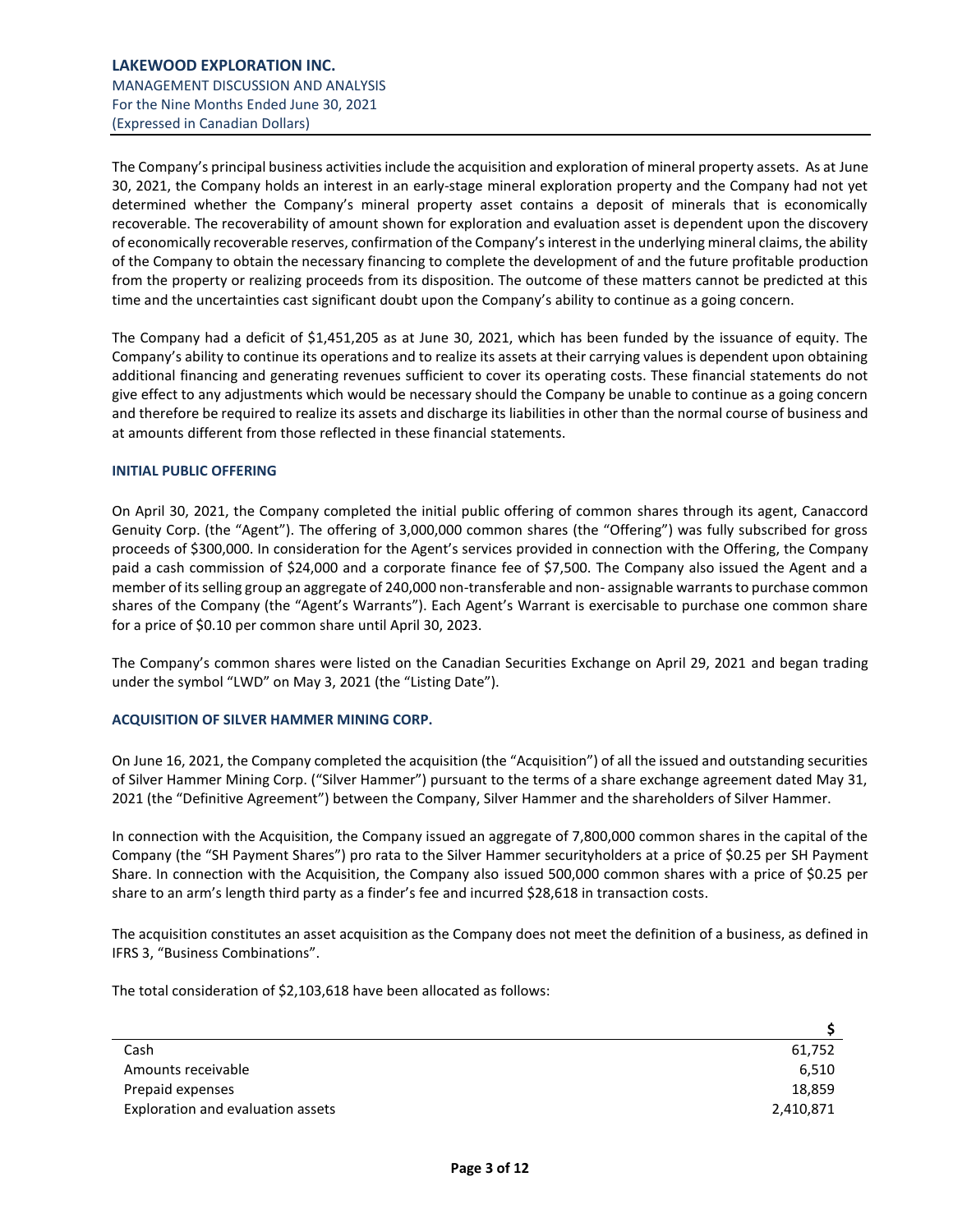The Company's principal business activities include the acquisition and exploration of mineral property assets. As at June 30, 2021, the Company holds an interest in an early-stage mineral exploration property and the Company had not yet determined whether the Company's mineral property asset contains a deposit of minerals that is economically recoverable. The recoverability of amount shown for exploration and evaluation asset is dependent upon the discovery of economically recoverable reserves, confirmation of the Company's interest in the underlying mineral claims, the ability of the Company to obtain the necessary financing to complete the development of and the future profitable production from the property or realizing proceeds from its disposition. The outcome of these matters cannot be predicted at this time and the uncertainties cast significant doubt upon the Company's ability to continue as a going concern.

The Company had a deficit of $1,451,205 as at June 30, 2021, which has been funded by the issuance of equity. The Company's ability to continue its operations and to realize its assets at their carrying values is dependent upon obtaining additional financing and generating revenues sufficient to cover its operating costs. These financial statements do not give effect to any adjustments which would be necessary should the Company be unable to continue as a going concern and therefore be required to realize its assets and discharge its liabilities in other than the normal course of business and at amounts different from those reflected in these financial statements.

## INITIAL PUBLIC OFFERING

On April 30, 2021, the Company completed the initial public offering of common shares through its agent, Canaccord Genuity Corp. (the "Agent"). The offering of 3,000,000 common shares (the "Offering") was fully subscribed for gross proceeds of $300,000. In consideration for the Agent's services provided in connection with the Offering, the Company paid a cash commission of $24,000 and a corporate finance fee of $7,500. The Company also issued the Agent and a member of its selling group an aggregate of 240,000 non-transferable and non- assignable warrants to purchase common shares of the Company (the "Agent's Warrants"). Each Agent's Warrant is exercisable to purchase one common share for a price of $0.10 per common share until April 30, 2023.

The Company's common shares were listed on the Canadian Securities Exchange on April 29, 2021 and began trading under the symbol "LWD" on May 3, 2021 (the "Listing Date").

## ACQUISITION OF SILVER HAMMER MINING CORP.

On June 16, 2021, the Company completed the acquisition (the "Acquisition") of all the issued and outstanding securities of Silver Hammer Mining Corp. ("Silver Hammer") pursuant to the terms of a share exchange agreement dated May 31, 2021 (the "Definitive Agreement") between the Company, Silver Hammer and the shareholders of Silver Hammer.

In connection with the Acquisition, the Company issued an aggregate of 7,800,000 common shares in the capital of the Company (the "SH Payment Shares") pro rata to the Silver Hammer securityholders at a price of $0.25 per SH Payment Share. In connection with the Acquisition, the Company also issued 500,000 common shares with a price of $0.25 per share to an arm's length third party as a finder's fee and incurred $28,618 in transaction costs.

The acquisition constitutes an asset acquisition as the Company does not meet the definition of a business, as defined in IFRS 3, "Business Combinations".

The total consideration of $2,103,618 have been allocated as follows:

| | $ |
|---|---|
| Cash | 61,752 |
| Amounts receivable | 6,510 |
| Prepaid expenses | 18,859 |
| Exploration and evaluation assets | 2,410,871 |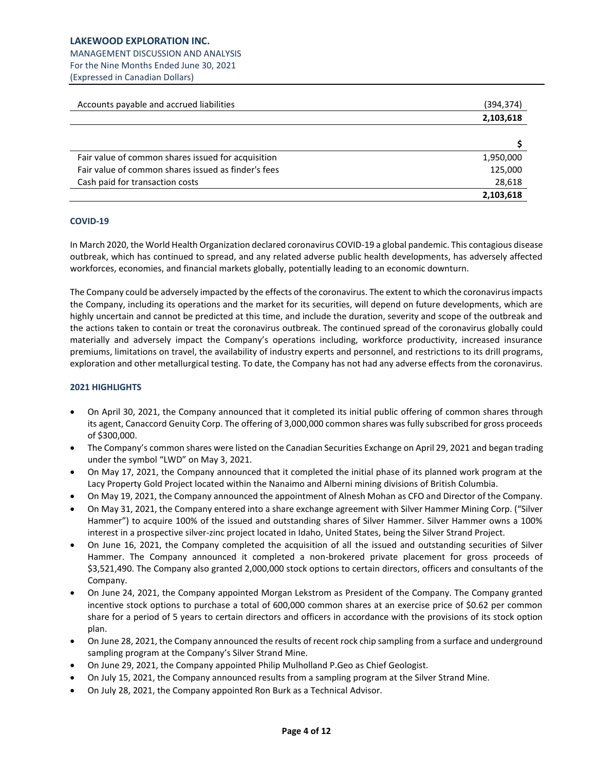| | |
|---|---|
| Accounts payable and accrued liabilities | (394,374) |
| | **2,103,618** |

| | $ |
|---|---|
| Fair value of common shares issued for acquisition | 1,950,000 |
| Fair value of common shares issued as finder's fees | 125,000 |
| Cash paid for transaction costs | 28,618 |
| | **2,103,618** |

## COVID-19

In March 2020, the World Health Organization declared coronavirus COVID-19 a global pandemic. This contagious disease outbreak, which has continued to spread, and any related adverse public health developments, has adversely affected workforces, economies, and financial markets globally, potentially leading to an economic downturn.

The Company could be adversely impacted by the effects of the coronavirus. The extent to which the coronavirus impacts the Company, including its operations and the market for its securities, will depend on future developments, which are highly uncertain and cannot be predicted at this time, and include the duration, severity and scope of the outbreak and the actions taken to contain or treat the coronavirus outbreak. The continued spread of the coronavirus globally could materially and adversely impact the Company's operations including, workforce productivity, increased insurance premiums, limitations on travel, the availability of industry experts and personnel, and restrictions to its drill programs, exploration and other metallurgical testing. To date, the Company has not had any adverse effects from the coronavirus.

## 2021 HIGHLIGHTS

- On April 30, 2021, the Company announced that it completed its initial public offering of common shares through its agent, Canaccord Genuity Corp. The offering of 3,000,000 common shares was fully subscribed for gross proceeds of $300,000.
- The Company's common shares were listed on the Canadian Securities Exchange on April 29, 2021 and began trading under the symbol "LWD" on May 3, 2021.
- On May 17, 2021, the Company announced that it completed the initial phase of its planned work program at the Lacy Property Gold Project located within the Nanaimo and Alberni mining divisions of British Columbia.
- On May 19, 2021, the Company announced the appointment of Alnesh Mohan as CFO and Director of the Company.
- On May 31, 2021, the Company entered into a share exchange agreement with Silver Hammer Mining Corp. ("Silver Hammer") to acquire 100% of the issued and outstanding shares of Silver Hammer. Silver Hammer owns a 100% interest in a prospective silver-zinc project located in Idaho, United States, being the Silver Strand Project.
- On June 16, 2021, the Company completed the acquisition of all the issued and outstanding securities of Silver Hammer. The Company announced it completed a non-brokered private placement for gross proceeds of $3,521,490. The Company also granted 2,000,000 stock options to certain directors, officers and consultants of the Company.
- On June 24, 2021, the Company appointed Morgan Lekstrom as President of the Company. The Company granted incentive stock options to purchase a total of 600,000 common shares at an exercise price of $0.62 per common share for a period of 5 years to certain directors and officers in accordance with the provisions of its stock option plan.
- On June 28, 2021, the Company announced the results of recent rock chip sampling from a surface and underground sampling program at the Company's Silver Strand Mine.
- On June 29, 2021, the Company appointed Philip Mulholland P.Geo as Chief Geologist.
- On July 15, 2021, the Company announced results from a sampling program at the Silver Strand Mine.
- On July 28, 2021, the Company appointed Ron Burk as a Technical Advisor.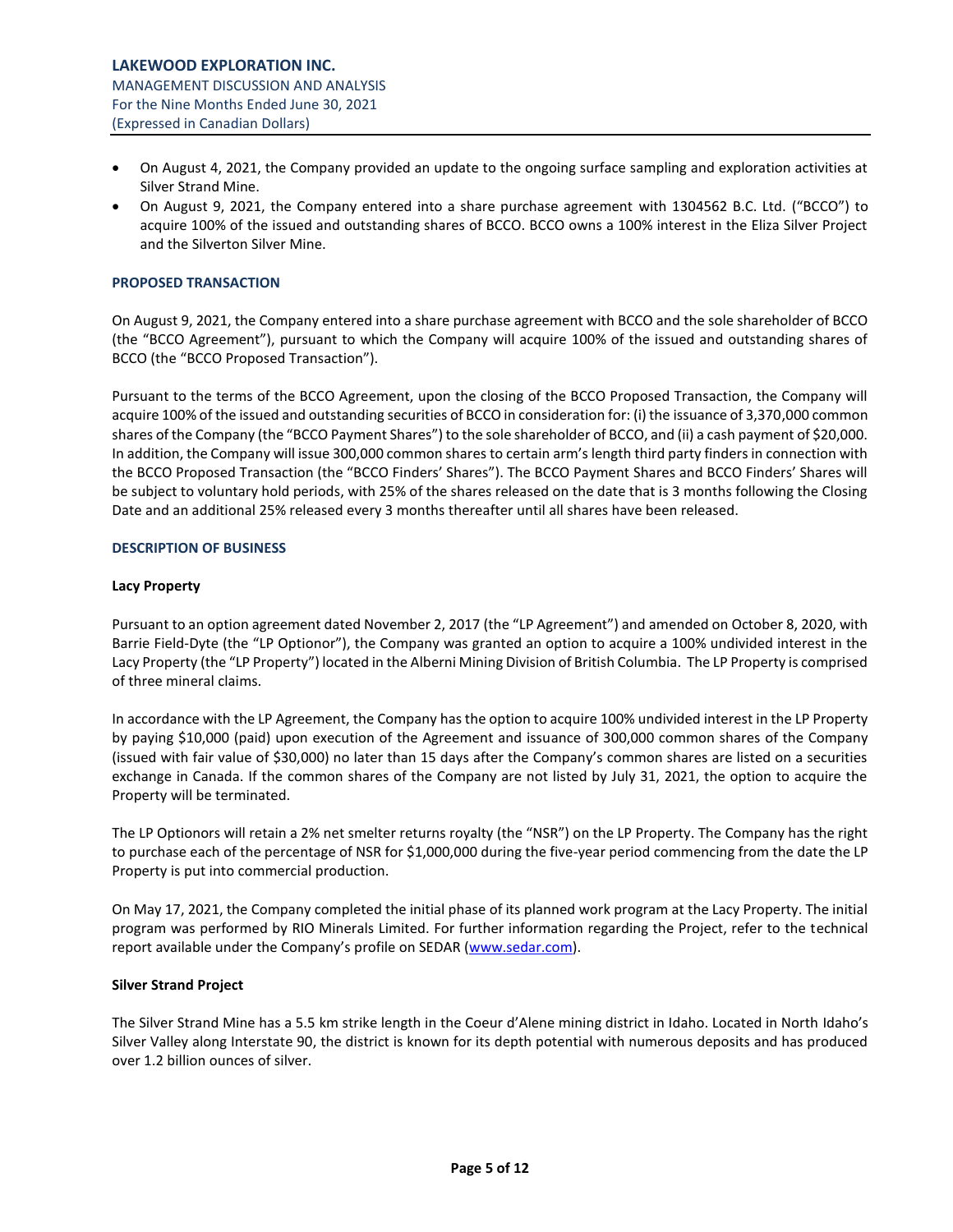- On August 4, 2021, the Company provided an update to the ongoing surface sampling and exploration activities at Silver Strand Mine.
- On August 9, 2021, the Company entered into a share purchase agreement with 1304562 B.C. Ltd. ("BCCO") to acquire 100% of the issued and outstanding shares of BCCO. BCCO owns a 100% interest in the Eliza Silver Project and the Silverton Silver Mine.

## PROPOSED TRANSACTION

On August 9, 2021, the Company entered into a share purchase agreement with BCCO and the sole shareholder of BCCO (the "BCCO Agreement"), pursuant to which the Company will acquire 100% of the issued and outstanding shares of BCCO (the "BCCO Proposed Transaction").

Pursuant to the terms of the BCCO Agreement, upon the closing of the BCCO Proposed Transaction, the Company will acquire 100% of the issued and outstanding securities of BCCO in consideration for: (i) the issuance of 3,370,000 common shares of the Company (the "BCCO Payment Shares") to the sole shareholder of BCCO, and (ii) a cash payment of $20,000. In addition, the Company will issue 300,000 common shares to certain arm's length third party finders in connection with the BCCO Proposed Transaction (the "BCCO Finders' Shares"). The BCCO Payment Shares and BCCO Finders' Shares will be subject to voluntary hold periods, with 25% of the shares released on the date that is 3 months following the Closing Date and an additional 25% released every 3 months thereafter until all shares have been released.

## DESCRIPTION OF BUSINESS

### Lacy Property

Pursuant to an option agreement dated November 2, 2017 (the "LP Agreement") and amended on October 8, 2020, with Barrie Field-Dyte (the "LP Optionor"), the Company was granted an option to acquire a 100% undivided interest in the Lacy Property (the "LP Property") located in the Alberni Mining Division of British Columbia. The LP Property is comprised of three mineral claims.

In accordance with the LP Agreement, the Company has the option to acquire 100% undivided interest in the LP Property by paying $10,000 (paid) upon execution of the Agreement and issuance of 300,000 common shares of the Company (issued with fair value of $30,000) no later than 15 days after the Company's common shares are listed on a securities exchange in Canada. If the common shares of the Company are not listed by July 31, 2021, the option to acquire the Property will be terminated.

The LP Optionors will retain a 2% net smelter returns royalty (the "NSR") on the LP Property. The Company has the right to purchase each of the percentage of NSR for $1,000,000 during the five-year period commencing from the date the LP Property is put into commercial production.

On May 17, 2021, the Company completed the initial phase of its planned work program at the Lacy Property. The initial program was performed by RIO Minerals Limited. For further information regarding the Project, refer to the technical report available under the Company's profile on SEDAR (www.sedar.com).

### Silver Strand Project

The Silver Strand Mine has a 5.5 km strike length in the Coeur d'Alene mining district in Idaho. Located in North Idaho's Silver Valley along Interstate 90, the district is known for its depth potential with numerous deposits and has produced over 1.2 billion ounces of silver.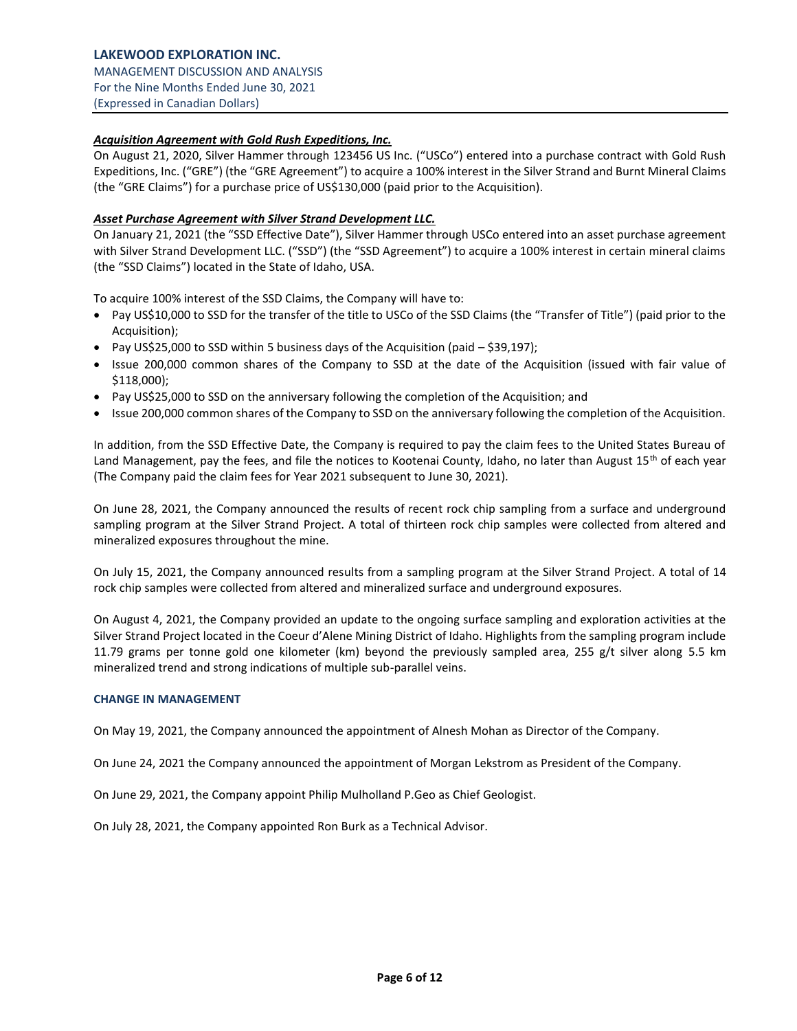***Acquisition Agreement with Gold Rush Expeditions, Inc.***

On August 21, 2020, Silver Hammer through 123456 US Inc. ("USCo") entered into a purchase contract with Gold Rush Expeditions, Inc. ("GRE") (the "GRE Agreement") to acquire a 100% interest in the Silver Strand and Burnt Mineral Claims (the "GRE Claims") for a purchase price of US$130,000 (paid prior to the Acquisition).

***Asset Purchase Agreement with Silver Strand Development LLC.***

On January 21, 2021 (the "SSD Effective Date"), Silver Hammer through USCo entered into an asset purchase agreement with Silver Strand Development LLC. ("SSD") (the "SSD Agreement") to acquire a 100% interest in certain mineral claims (the "SSD Claims") located in the State of Idaho, USA.

To acquire 100% interest of the SSD Claims, the Company will have to:

- Pay US$10,000 to SSD for the transfer of the title to USCo of the SSD Claims (the "Transfer of Title") (paid prior to the Acquisition);
- Pay US$25,000 to SSD within 5 business days of the Acquisition (paid – $39,197);
- Issue 200,000 common shares of the Company to SSD at the date of the Acquisition (issued with fair value of $118,000);
- Pay US$25,000 to SSD on the anniversary following the completion of the Acquisition; and
- Issue 200,000 common shares of the Company to SSD on the anniversary following the completion of the Acquisition.

In addition, from the SSD Effective Date, the Company is required to pay the claim fees to the United States Bureau of Land Management, pay the fees, and file the notices to Kootenai County, Idaho, no later than August 15th of each year (The Company paid the claim fees for Year 2021 subsequent to June 30, 2021).

On June 28, 2021, the Company announced the results of recent rock chip sampling from a surface and underground sampling program at the Silver Strand Project. A total of thirteen rock chip samples were collected from altered and mineralized exposures throughout the mine.

On July 15, 2021, the Company announced results from a sampling program at the Silver Strand Project. A total of 14 rock chip samples were collected from altered and mineralized surface and underground exposures.

On August 4, 2021, the Company provided an update to the ongoing surface sampling and exploration activities at the Silver Strand Project located in the Coeur d'Alene Mining District of Idaho. Highlights from the sampling program include 11.79 grams per tonne gold one kilometer (km) beyond the previously sampled area, 255 g/t silver along 5.5 km mineralized trend and strong indications of multiple sub-parallel veins.

## CHANGE IN MANAGEMENT

On May 19, 2021, the Company announced the appointment of Alnesh Mohan as Director of the Company.

On June 24, 2021 the Company announced the appointment of Morgan Lekstrom as President of the Company.

On June 29, 2021, the Company appoint Philip Mulholland P.Geo as Chief Geologist.

On July 28, 2021, the Company appointed Ron Burk as a Technical Advisor.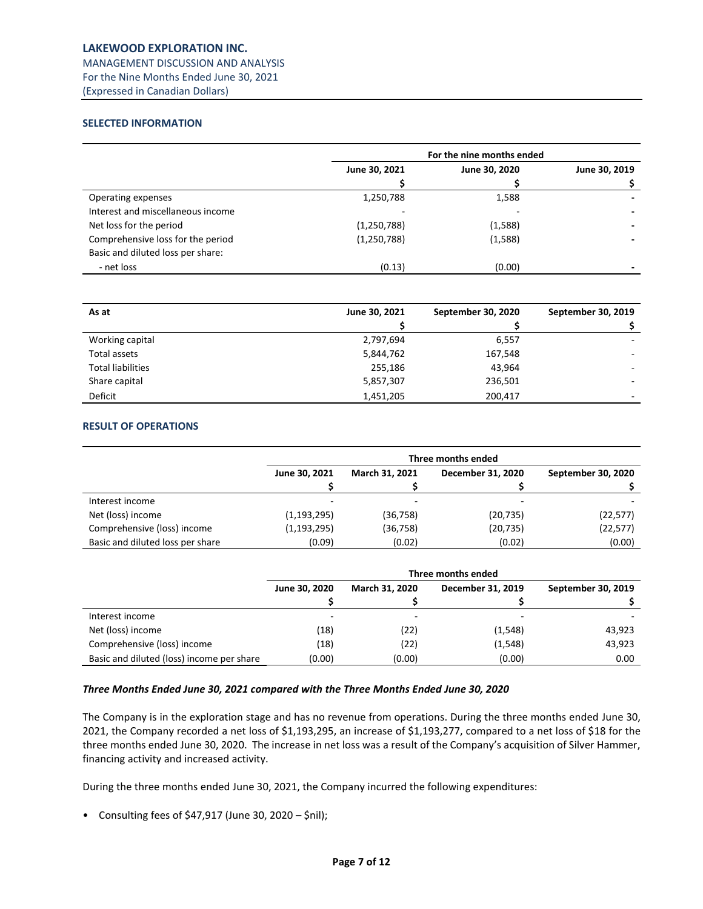## SELECTED INFORMATION

| | For the nine months ended | | |
|---|---|---|---|
| | June 30, 2021 | June 30, 2020 | June 30, 2019 |
| | $ | $ | $ |
| Operating expenses | 1,250,788 | 1,588 | - |
| Interest and miscellaneous income | - | - | - |
| Net loss for the period | (1,250,788) | (1,588) | - |
| Comprehensive loss for the period | (1,250,788) | (1,588) | - |
| Basic and diluted loss per share: | | | |
| - net loss | (0.13) | (0.00) | - |

| As at | June 30, 2021 | September 30, 2020 | September 30, 2019 |
|---|---|---|---|
| | $ | $ | $ |
| Working capital | 2,797,694 | 6,557 | - |
| Total assets | 5,844,762 | 167,548 | - |
| Total liabilities | 255,186 | 43,964 | - |
| Share capital | 5,857,307 | 236,501 | - |
| Deficit | 1,451,205 | 200,417 | - |

## RESULT OF OPERATIONS

| | Three months ended | | | |
|---|---|---|---|---|
| | June 30, 2021 | March 31, 2021 | December 31, 2020 | September 30, 2020 |
| | $ | $ | $ | $ |
| Interest income | - | - | - | - |
| Net (loss) income | (1,193,295) | (36,758) | (20,735) | (22,577) |
| Comprehensive (loss) income | (1,193,295) | (36,758) | (20,735) | (22,577) |
| Basic and diluted loss per share | (0.09) | (0.02) | (0.02) | (0.00) |

| | Three months ended | | | |
|---|---|---|---|---|
| | June 30, 2020 | March 31, 2020 | December 31, 2019 | September 30, 2019 |
| | $ | $ | $ | $ |
| Interest income | - | - | - | - |
| Net (loss) income | (18) | (22) | (1,548) | 43,923 |
| Comprehensive (loss) income | (18) | (22) | (1,548) | 43,923 |
| Basic and diluted (loss) income per share | (0.00) | (0.00) | (0.00) | 0.00 |

***Three Months Ended June 30, 2021 compared with the Three Months Ended June 30, 2020***

The Company is in the exploration stage and has no revenue from operations. During the three months ended June 30, 2021, the Company recorded a net loss of $1,193,295, an increase of $1,193,277, compared to a net loss of $18 for the three months ended June 30, 2020. The increase in net loss was a result of the Company's acquisition of Silver Hammer, financing activity and increased activity.

During the three months ended June 30, 2021, the Company incurred the following expenditures:

- Consulting fees of $47,917 (June 30, 2020 – $nil);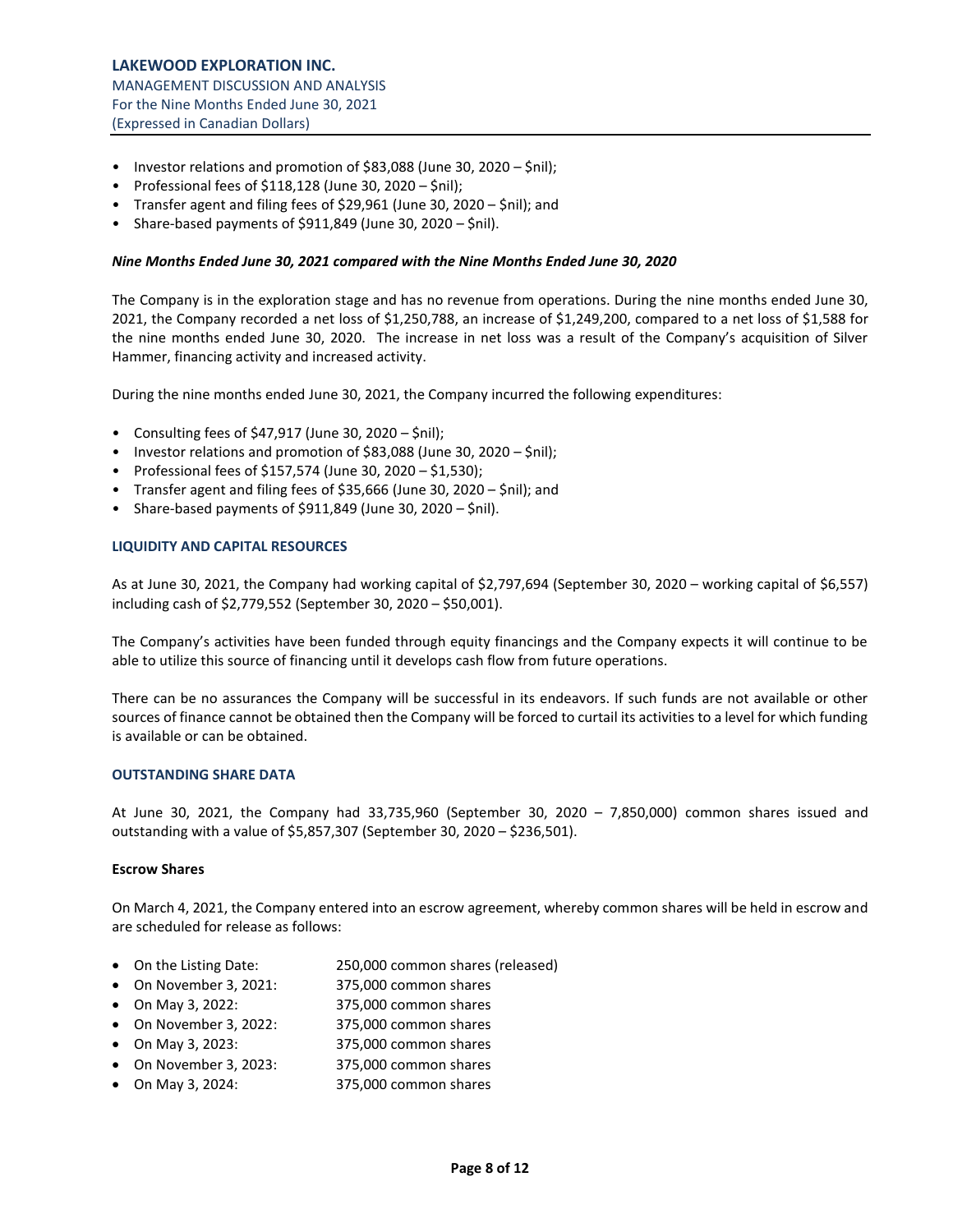- Investor relations and promotion of $83,088 (June 30, 2020 – $nil);
- Professional fees of $118,128 (June 30, 2020 – $nil);
- Transfer agent and filing fees of $29,961 (June 30, 2020 – $nil); and
- Share-based payments of $911,849 (June 30, 2020 – $nil).

***Nine Months Ended June 30, 2021 compared with the Nine Months Ended June 30, 2020***

The Company is in the exploration stage and has no revenue from operations. During the nine months ended June 30, 2021, the Company recorded a net loss of $1,250,788, an increase of $1,249,200, compared to a net loss of $1,588 for the nine months ended June 30, 2020. The increase in net loss was a result of the Company's acquisition of Silver Hammer, financing activity and increased activity.

During the nine months ended June 30, 2021, the Company incurred the following expenditures:

- Consulting fees of $47,917 (June 30, 2020 – $nil);
- Investor relations and promotion of $83,088 (June 30, 2020 – $nil);
- Professional fees of $157,574 (June 30, 2020 – $1,530);
- Transfer agent and filing fees of $35,666 (June 30, 2020 – $nil); and
- Share-based payments of $911,849 (June 30, 2020 – $nil).

## LIQUIDITY AND CAPITAL RESOURCES

As at June 30, 2021, the Company had working capital of $2,797,694 (September 30, 2020 – working capital of $6,557) including cash of $2,779,552 (September 30, 2020 – $50,001).

The Company's activities have been funded through equity financings and the Company expects it will continue to be able to utilize this source of financing until it develops cash flow from future operations.

There can be no assurances the Company will be successful in its endeavors. If such funds are not available or other sources of finance cannot be obtained then the Company will be forced to curtail its activities to a level for which funding is available or can be obtained.

## OUTSTANDING SHARE DATA

At June 30, 2021, the Company had 33,735,960 (September 30, 2020 – 7,850,000) common shares issued and outstanding with a value of $5,857,307 (September 30, 2020 – $236,501).

### Escrow Shares

On March 4, 2021, the Company entered into an escrow agreement, whereby common shares will be held in escrow and are scheduled for release as follows:

- On the Listing Date: 250,000 common shares (released)
- On November 3, 2021: 375,000 common shares
- On May 3, 2022: 375,000 common shares
- On November 3, 2022: 375,000 common shares
- On May 3, 2023: 375,000 common shares
- On November 3, 2023: 375,000 common shares
- On May 3, 2024: 375,000 common shares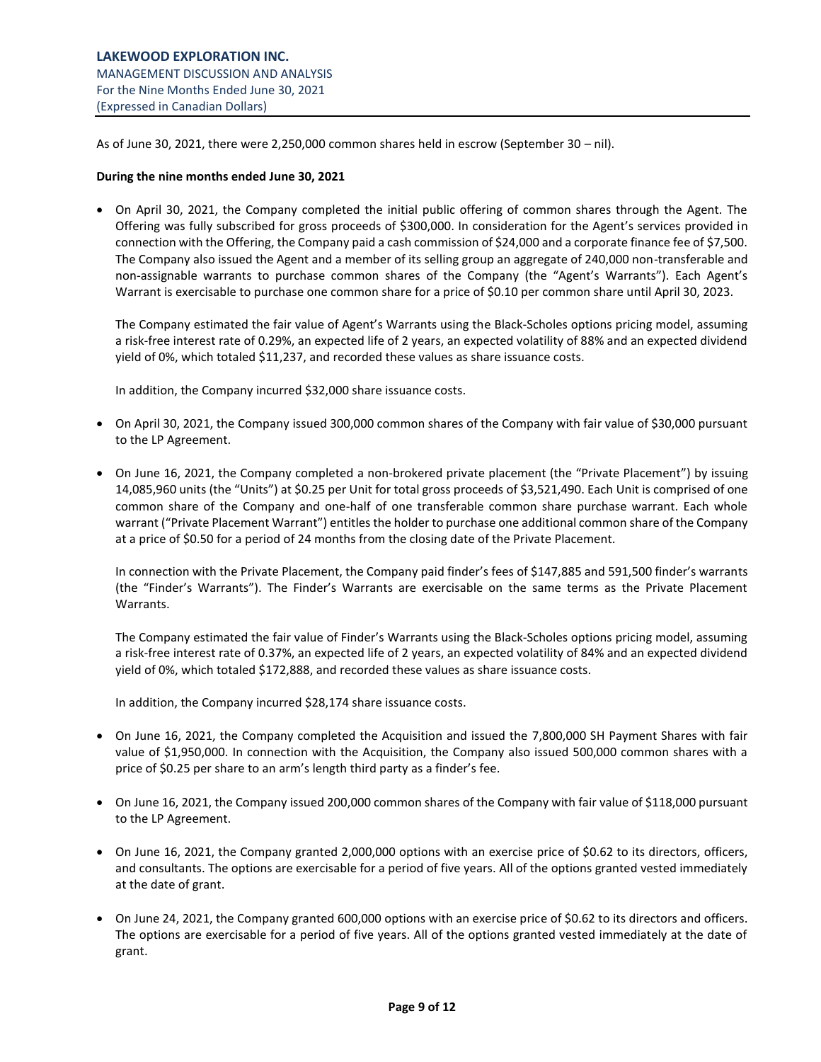As of June 30, 2021, there were 2,250,000 common shares held in escrow (September 30 – nil).

**During the nine months ended June 30, 2021**

- On April 30, 2021, the Company completed the initial public offering of common shares through the Agent. The Offering was fully subscribed for gross proceeds of $300,000. In consideration for the Agent's services provided in connection with the Offering, the Company paid a cash commission of $24,000 and a corporate finance fee of $7,500. The Company also issued the Agent and a member of its selling group an aggregate of 240,000 non-transferable and non-assignable warrants to purchase common shares of the Company (the "Agent's Warrants"). Each Agent's Warrant is exercisable to purchase one common share for a price of $0.10 per common share until April 30, 2023.

  The Company estimated the fair value of Agent's Warrants using the Black-Scholes options pricing model, assuming a risk-free interest rate of 0.29%, an expected life of 2 years, an expected volatility of 88% and an expected dividend yield of 0%, which totaled $11,237, and recorded these values as share issuance costs.

  In addition, the Company incurred $32,000 share issuance costs.

- On April 30, 2021, the Company issued 300,000 common shares of the Company with fair value of $30,000 pursuant to the LP Agreement.

- On June 16, 2021, the Company completed a non-brokered private placement (the "Private Placement") by issuing 14,085,960 units (the "Units") at $0.25 per Unit for total gross proceeds of $3,521,490. Each Unit is comprised of one common share of the Company and one-half of one transferable common share purchase warrant. Each whole warrant ("Private Placement Warrant") entitles the holder to purchase one additional common share of the Company at a price of $0.50 for a period of 24 months from the closing date of the Private Placement.

  In connection with the Private Placement, the Company paid finder's fees of $147,885 and 591,500 finder's warrants (the "Finder's Warrants"). The Finder's Warrants are exercisable on the same terms as the Private Placement Warrants.

  The Company estimated the fair value of Finder's Warrants using the Black-Scholes options pricing model, assuming a risk-free interest rate of 0.37%, an expected life of 2 years, an expected volatility of 84% and an expected dividend yield of 0%, which totaled $172,888, and recorded these values as share issuance costs.

  In addition, the Company incurred $28,174 share issuance costs.

- On June 16, 2021, the Company completed the Acquisition and issued the 7,800,000 SH Payment Shares with fair value of $1,950,000. In connection with the Acquisition, the Company also issued 500,000 common shares with a price of $0.25 per share to an arm's length third party as a finder's fee.

- On June 16, 2021, the Company issued 200,000 common shares of the Company with fair value of $118,000 pursuant to the LP Agreement.

- On June 16, 2021, the Company granted 2,000,000 options with an exercise price of $0.62 to its directors, officers, and consultants. The options are exercisable for a period of five years. All of the options granted vested immediately at the date of grant.

- On June 24, 2021, the Company granted 600,000 options with an exercise price of $0.62 to its directors and officers. The options are exercisable for a period of five years. All of the options granted vested immediately at the date of grant.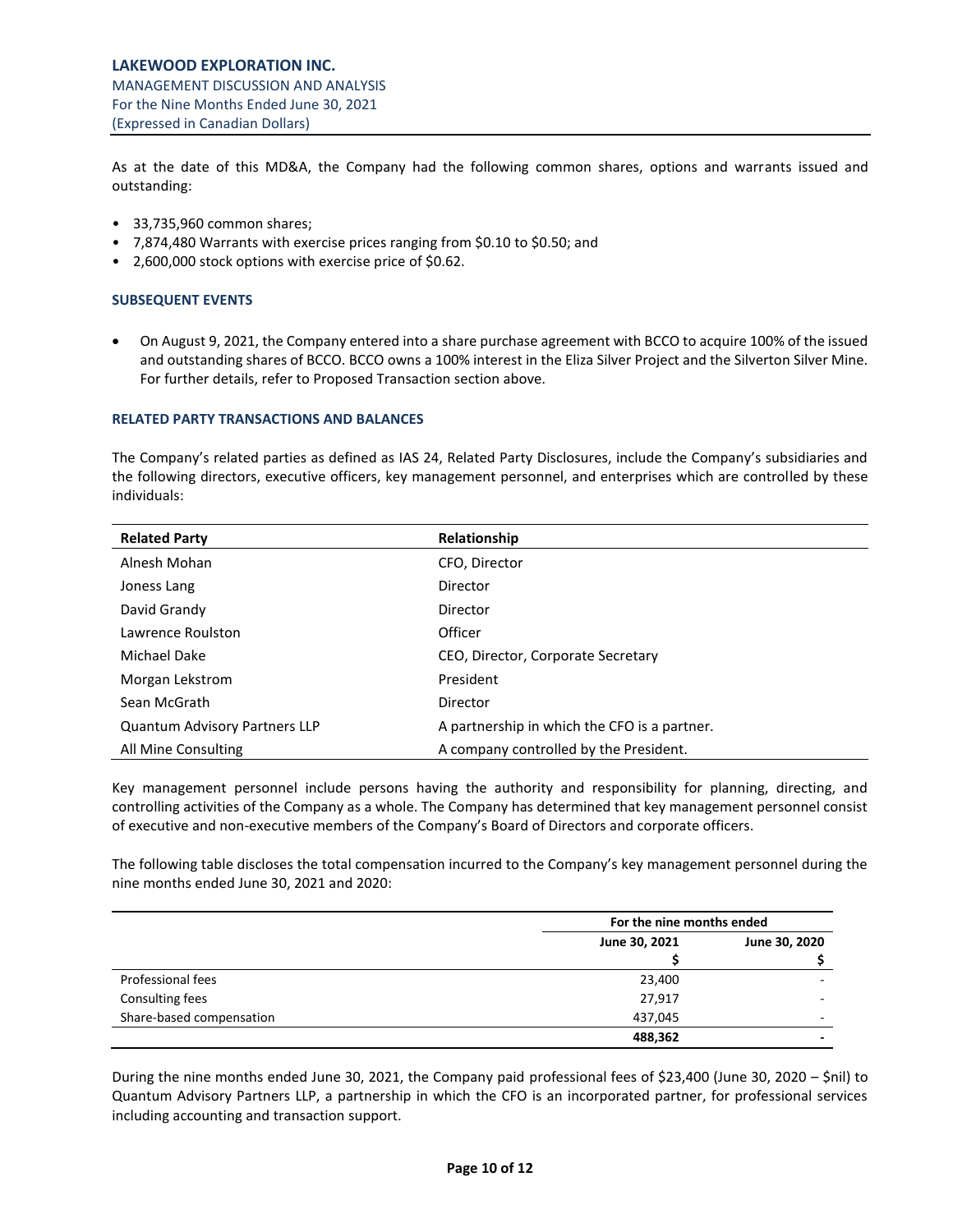As at the date of this MD&A, the Company had the following common shares, options and warrants issued and outstanding:

- 33,735,960 common shares;
- 7,874,480 Warrants with exercise prices ranging from $0.10 to $0.50; and
- 2,600,000 stock options with exercise price of $0.62.

## SUBSEQUENT EVENTS

- On August 9, 2021, the Company entered into a share purchase agreement with BCCO to acquire 100% of the issued and outstanding shares of BCCO. BCCO owns a 100% interest in the Eliza Silver Project and the Silverton Silver Mine. For further details, refer to Proposed Transaction section above.

## RELATED PARTY TRANSACTIONS AND BALANCES

The Company's related parties as defined as IAS 24, Related Party Disclosures, include the Company's subsidiaries and the following directors, executive officers, key management personnel, and enterprises which are controlled by these individuals:

| Related Party | Relationship |
|---|---|
| Alnesh Mohan | CFO, Director |
| Joness Lang | Director |
| David Grandy | Director |
| Lawrence Roulston | Officer |
| Michael Dake | CEO, Director, Corporate Secretary |
| Morgan Lekstrom | President |
| Sean McGrath | Director |
| Quantum Advisory Partners LLP | A partnership in which the CFO is a partner. |
| All Mine Consulting | A company controlled by the President. |

Key management personnel include persons having the authority and responsibility for planning, directing, and controlling activities of the Company as a whole. The Company has determined that key management personnel consist of executive and non-executive members of the Company's Board of Directors and corporate officers.

The following table discloses the total compensation incurred to the Company's key management personnel during the nine months ended June 30, 2021 and 2020:

| | For the nine months ended | |
|---|---|---|
| | June 30, 2021<br>$ | June 30, 2020<br>$ |
| Professional fees | 23,400 | - |
| Consulting fees | 27,917 | - |
| Share-based compensation | 437,045 | - |
| | **488,362** | **-** |

During the nine months ended June 30, 2021, the Company paid professional fees of $23,400 (June 30, 2020 – $nil) to Quantum Advisory Partners LLP, a partnership in which the CFO is an incorporated partner, for professional services including accounting and transaction support.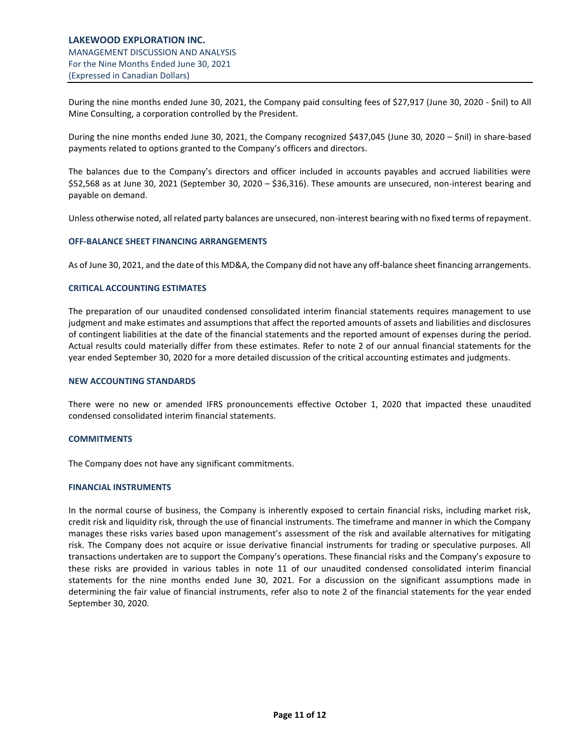During the nine months ended June 30, 2021, the Company paid consulting fees of $27,917 (June 30, 2020 - $nil) to All Mine Consulting, a corporation controlled by the President.

During the nine months ended June 30, 2021, the Company recognized $437,045 (June 30, 2020 – $nil) in share-based payments related to options granted to the Company's officers and directors.

The balances due to the Company's directors and officer included in accounts payables and accrued liabilities were $52,568 as at June 30, 2021 (September 30, 2020 – $36,316). These amounts are unsecured, non-interest bearing and payable on demand.

Unless otherwise noted, all related party balances are unsecured, non-interest bearing with no fixed terms of repayment.

### OFF-BALANCE SHEET FINANCING ARRANGEMENTS

As of June 30, 2021, and the date of this MD&A, the Company did not have any off-balance sheet financing arrangements.

### CRITICAL ACCOUNTING ESTIMATES

The preparation of our unaudited condensed consolidated interim financial statements requires management to use judgment and make estimates and assumptions that affect the reported amounts of assets and liabilities and disclosures of contingent liabilities at the date of the financial statements and the reported amount of expenses during the period. Actual results could materially differ from these estimates. Refer to note 2 of our annual financial statements for the year ended September 30, 2020 for a more detailed discussion of the critical accounting estimates and judgments.

### NEW ACCOUNTING STANDARDS

There were no new or amended IFRS pronouncements effective October 1, 2020 that impacted these unaudited condensed consolidated interim financial statements.

### COMMITMENTS

The Company does not have any significant commitments.

### FINANCIAL INSTRUMENTS

In the normal course of business, the Company is inherently exposed to certain financial risks, including market risk, credit risk and liquidity risk, through the use of financial instruments. The timeframe and manner in which the Company manages these risks varies based upon management's assessment of the risk and available alternatives for mitigating risk. The Company does not acquire or issue derivative financial instruments for trading or speculative purposes. All transactions undertaken are to support the Company's operations. These financial risks and the Company's exposure to these risks are provided in various tables in note 11 of our unaudited condensed consolidated interim financial statements for the nine months ended June 30, 2021. For a discussion on the significant assumptions made in determining the fair value of financial instruments, refer also to note 2 of the financial statements for the year ended September 30, 2020.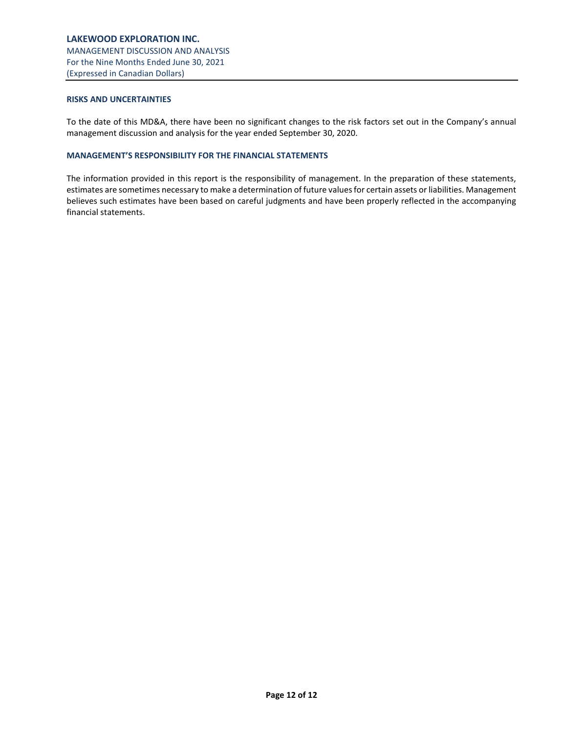## RISKS AND UNCERTAINTIES

To the date of this MD&A, there have been no significant changes to the risk factors set out in the Company's annual management discussion and analysis for the year ended September 30, 2020.

## MANAGEMENT'S RESPONSIBILITY FOR THE FINANCIAL STATEMENTS

The information provided in this report is the responsibility of management. In the preparation of these statements, estimates are sometimes necessary to make a determination of future values for certain assets or liabilities. Management believes such estimates have been based on careful judgments and have been properly reflected in the accompanying financial statements.